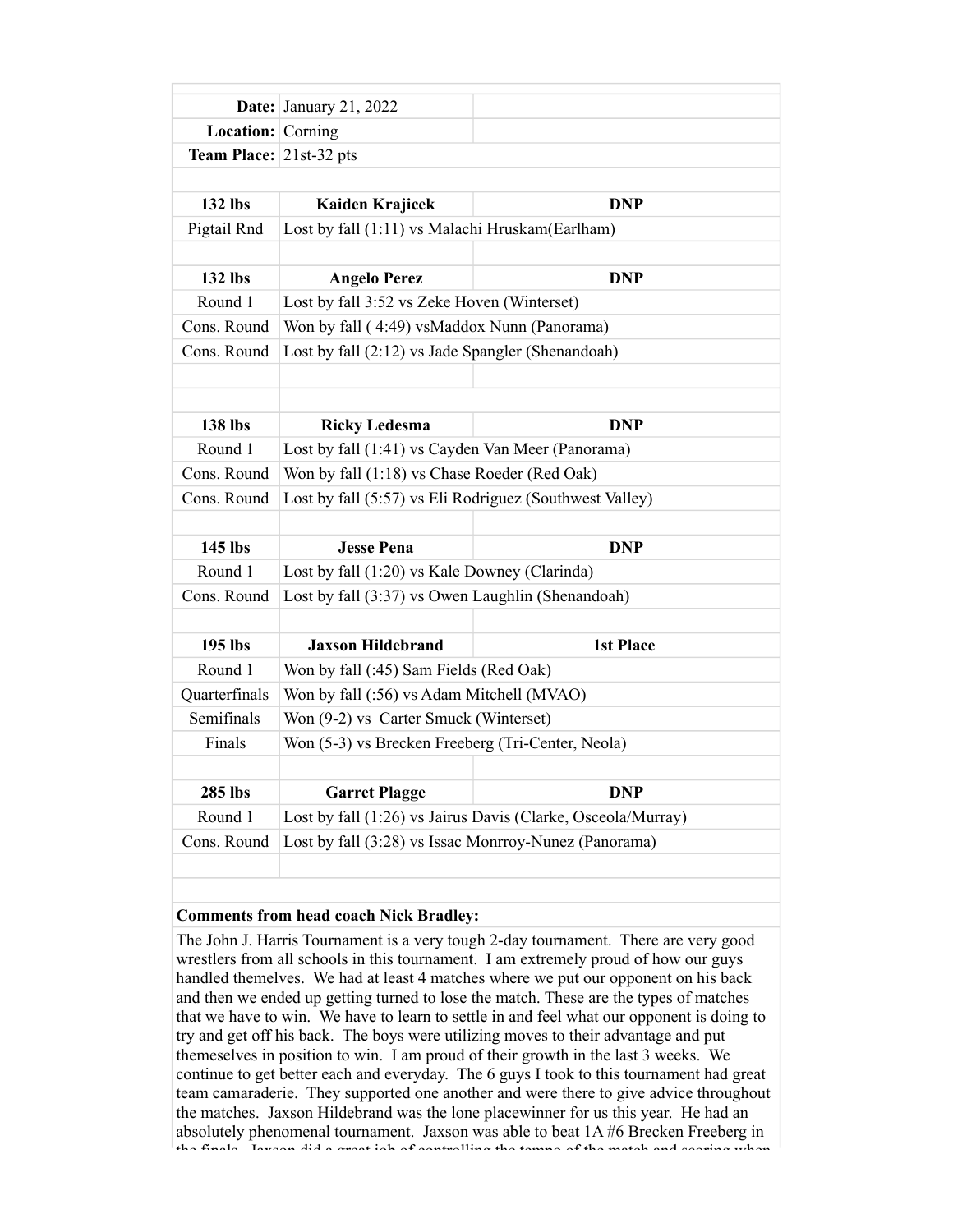| | | |
|---|---|---|
| **Date:** | January 21, 2022 | |
| **Location:** | Corning | |
| **Team Place:** | 21st-32 pts | |
| | | |
| **132 lbs** | **Kaiden Krajicek** | **DNP** |
| Pigtail Rnd | Lost by fall (1:11) vs Malachi Hruskam(Earlham) | |
| | | |
| **132 lbs** | **Angelo Perez** | **DNP** |
| Round 1 | Lost by fall 3:52 vs Zeke Hoven (Winterset) | |
| Cons. Round | Won by fall ( 4:49) vsMaddox Nunn (Panorama) | |
| Cons. Round | Lost by fall (2:12) vs Jade Spangler (Shenandoah) | |
| | | |
| | | |
| **138 lbs** | **Ricky Ledesma** | **DNP** |
| Round 1 | Lost by fall (1:41) vs Cayden Van Meer (Panorama) | |
| Cons. Round | Won by fall (1:18) vs Chase Roeder (Red Oak) | |
| Cons. Round | Lost by fall (5:57) vs Eli Rodriguez (Southwest Valley) | |
| | | |
| **145 lbs** | **Jesse Pena** | **DNP** |
| Round 1 | Lost by fall (1:20) vs Kale Downey (Clarinda) | |
| Cons. Round | Lost by fall (3:37) vs Owen Laughlin (Shenandoah) | |
| | | |
| **195 lbs** | **Jaxson Hildebrand** | **1st Place** |
| Round 1 | Won by fall (:45) Sam Fields (Red Oak) | |
| Quarterfinals | Won by fall (:56) vs Adam Mitchell (MVAO) | |
| Semifinals | Won (9-2) vs Carter Smuck (Winterset) | |
| Finals | Won (5-3) vs Brecken Freeberg (Tri-Center, Neola) | |
| | | |
| **285 lbs** | **Garret Plagge** | **DNP** |
| Round 1 | Lost by fall (1:26) vs Jairus Davis (Clarke, Osceola/Murray) | |
| Cons. Round | Lost by fall (3:28) vs Issac Monrroy-Nunez (Panorama) | |

**Comments from head coach Nick Bradley:**

The John J. Harris Tournament is a very tough 2-day tournament. There are very good wrestlers from all schools in this tournament. I am extremely proud of how our guys handled themelves. We had at least 4 matches where we put our opponent on his back and then we ended up getting turned to lose the match. These are the types of matches that we have to win. We have to learn to settle in and feel what our opponent is doing to try and get off his back. The boys were utilizing moves to their advantage and put themeselves in position to win. I am proud of their growth in the last 3 weeks. We continue to get better each and everyday. The 6 guys I took to this tournament had great team camaraderie. They supported one another and were there to give advice throughout the matches. Jaxson Hildebrand was the lone placewinner for us this year. He had an absolutely phenomenal tournament. Jaxson was able to beat 1A #6 Brecken Freeberg in the finals. Jaxson did a great job of controlling the tempo of the match and scoring when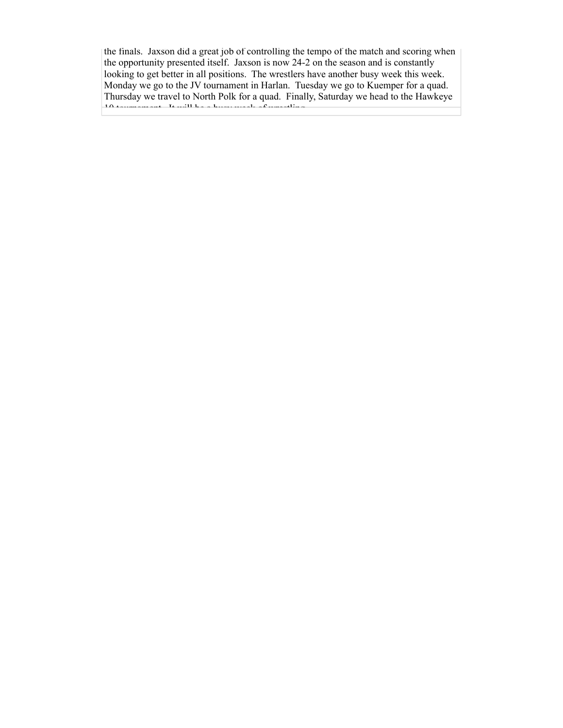the finals. Jaxson did a great job of controlling the tempo of the match and scoring when the opportunity presented itself. Jaxson is now 24-2 on the season and is constantly looking to get better in all positions. The wrestlers have another busy week this week. Monday we go to the JV tournament in Harlan. Tuesday we go to Kuemper for a quad. Thursday we travel to North Polk for a quad. Finally, Saturday we head to the Hawkeye 10 tournament. It will be a busy week of wrestling.